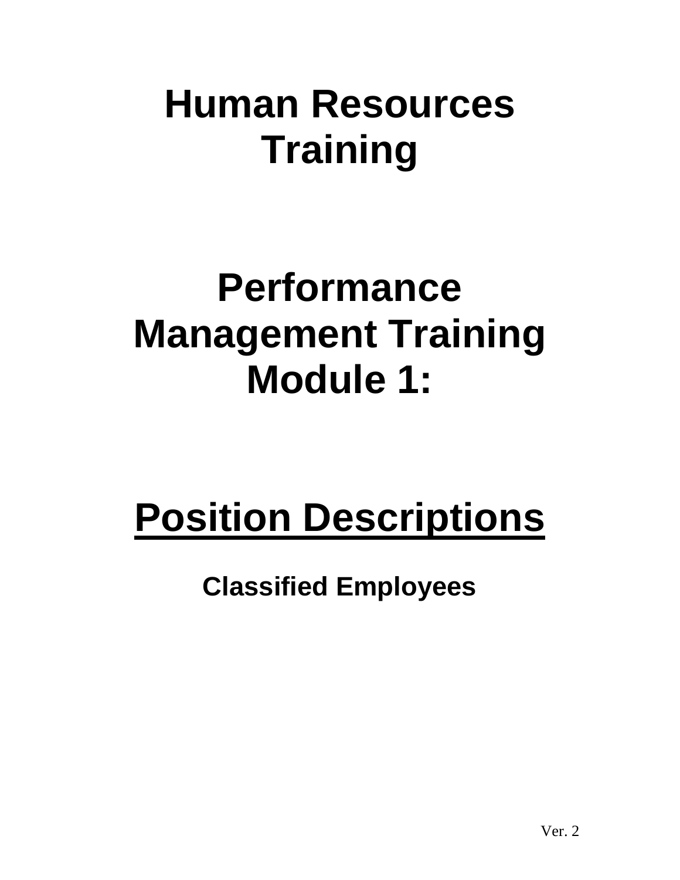# Human Resources Training

# Performance Management Training Module 1:

# Position Descriptions

**Classified Employees**

Ver. 2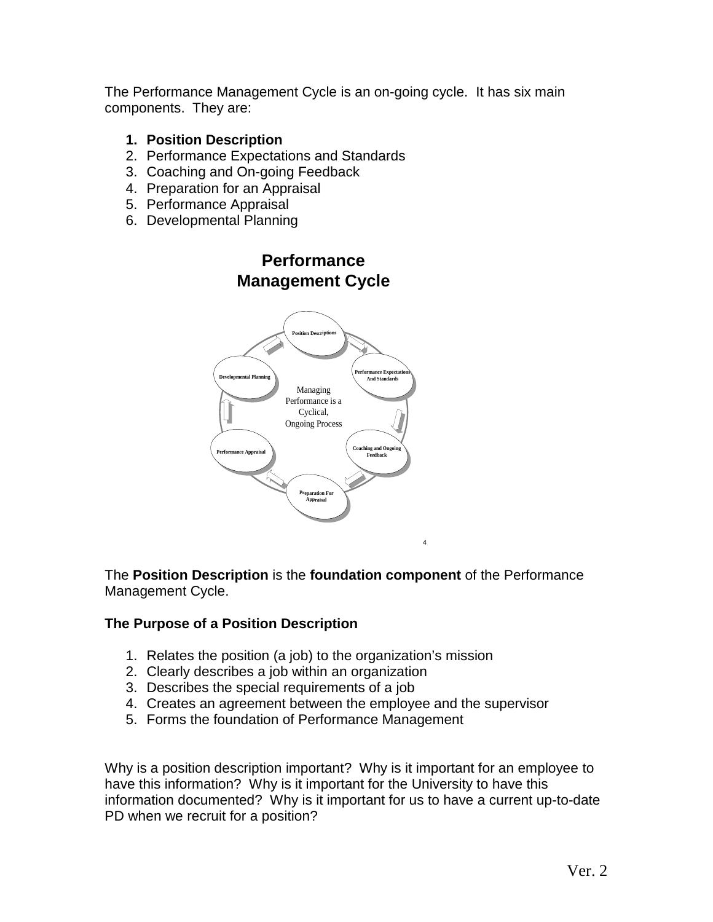The Performance Management Cycle is an on-going cycle. It has six main components. They are:

1. **Position Description**
2. Performance Expectations and Standards
3. Coaching and On-going Feedback
4. Preparation for an Appraisal
5. Performance Appraisal
6. Developmental Planning

## Performance Management Cycle

Position Descriptions

Performance Expectations And Standards

Coaching and Ongoing Feedback

Preparation For Appraisal

Performance Appraisal

Developmental Planning

Managing Performance is a Cyclical, Ongoing Process

The **Position Description** is the **foundation component** of the Performance Management Cycle.

### The Purpose of a Position Description

1. Relates the position (a job) to the organization's mission
2. Clearly describes a job within an organization
3. Describes the special requirements of a job
4. Creates an agreement between the employee and the supervisor
5. Forms the foundation of Performance Management

Why is a position description important? Why is it important for an employee to have this information? Why is it important for the University to have this information documented? Why is it important for us to have a current up-to-date PD when we recruit for a position?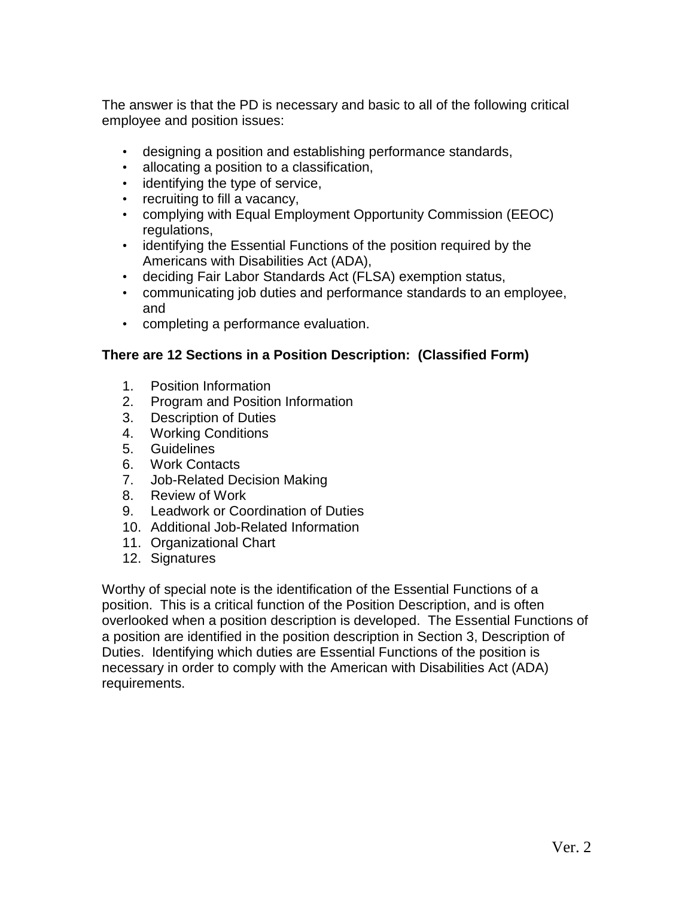The answer is that the PD is necessary and basic to all of the following critical employee and position issues:

- designing a position and establishing performance standards,
- allocating a position to a classification,
- identifying the type of service,
- recruiting to fill a vacancy,
- complying with Equal Employment Opportunity Commission (EEOC) regulations,
- identifying the Essential Functions of the position required by the Americans with Disabilities Act (ADA),
- deciding Fair Labor Standards Act (FLSA) exemption status,
- communicating job duties and performance standards to an employee, and
- completing a performance evaluation.

**There are 12 Sections in a Position Description: (Classified Form)**

1. Position Information
2. Program and Position Information
3. Description of Duties
4. Working Conditions
5. Guidelines
6. Work Contacts
7. Job-Related Decision Making
8. Review of Work
9. Leadwork or Coordination of Duties
10. Additional Job-Related Information
11. Organizational Chart
12. Signatures

Worthy of special note is the identification of the Essential Functions of a position. This is a critical function of the Position Description, and is often overlooked when a position description is developed. The Essential Functions of a position are identified in the position description in Section 3, Description of Duties. Identifying which duties are Essential Functions of the position is necessary in order to comply with the American with Disabilities Act (ADA) requirements.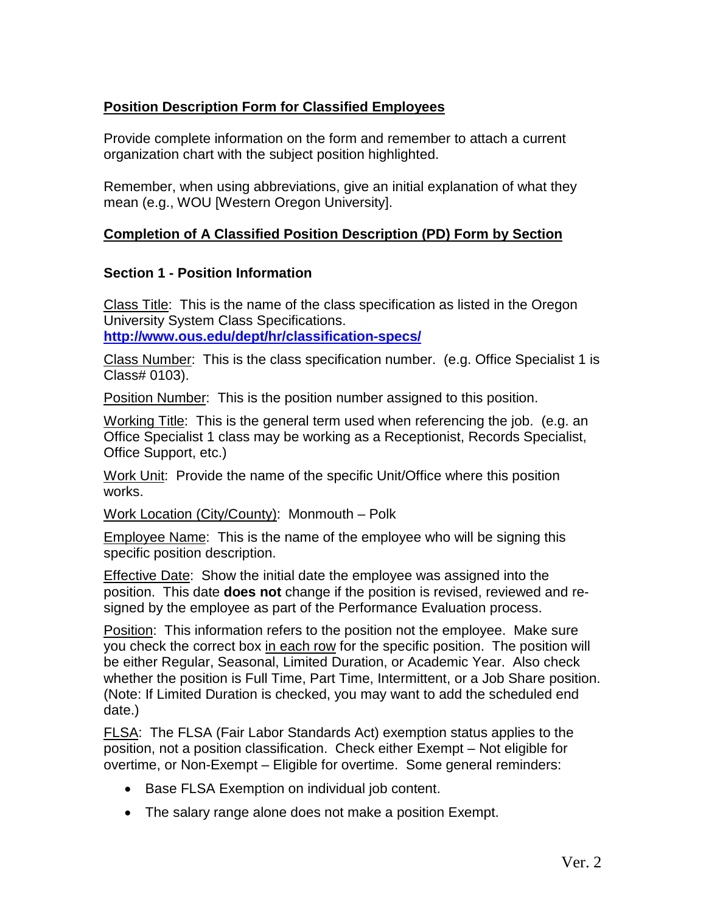**Position Description Form for Classified Employees**

Provide complete information on the form and remember to attach a current organization chart with the subject position highlighted.

Remember, when using abbreviations, give an initial explanation of what they mean (e.g., WOU [Western Oregon University].

**Completion of A Classified Position Description (PD) Form by Section**

**Section 1 - Position Information**

Class Title: This is the name of the class specification as listed in the Oregon University System Class Specifications.
**http://www.ous.edu/dept/hr/classification-specs/**

Class Number: This is the class specification number. (e.g. Office Specialist 1 is Class# 0103).

Position Number: This is the position number assigned to this position.

Working Title: This is the general term used when referencing the job. (e.g. an Office Specialist 1 class may be working as a Receptionist, Records Specialist, Office Support, etc.)

Work Unit: Provide the name of the specific Unit/Office where this position works.

Work Location (City/County): Monmouth – Polk

Employee Name: This is the name of the employee who will be signing this specific position description.

Effective Date: Show the initial date the employee was assigned into the position. This date **does not** change if the position is revised, reviewed and re-signed by the employee as part of the Performance Evaluation process.

Position: This information refers to the position not the employee. Make sure you check the correct box in each row for the specific position. The position will be either Regular, Seasonal, Limited Duration, or Academic Year. Also check whether the position is Full Time, Part Time, Intermittent, or a Job Share position. (Note: If Limited Duration is checked, you may want to add the scheduled end date.)

FLSA: The FLSA (Fair Labor Standards Act) exemption status applies to the position, not a position classification. Check either Exempt – Not eligible for overtime, or Non-Exempt – Eligible for overtime. Some general reminders:

- Base FLSA Exemption on individual job content.
- The salary range alone does not make a position Exempt.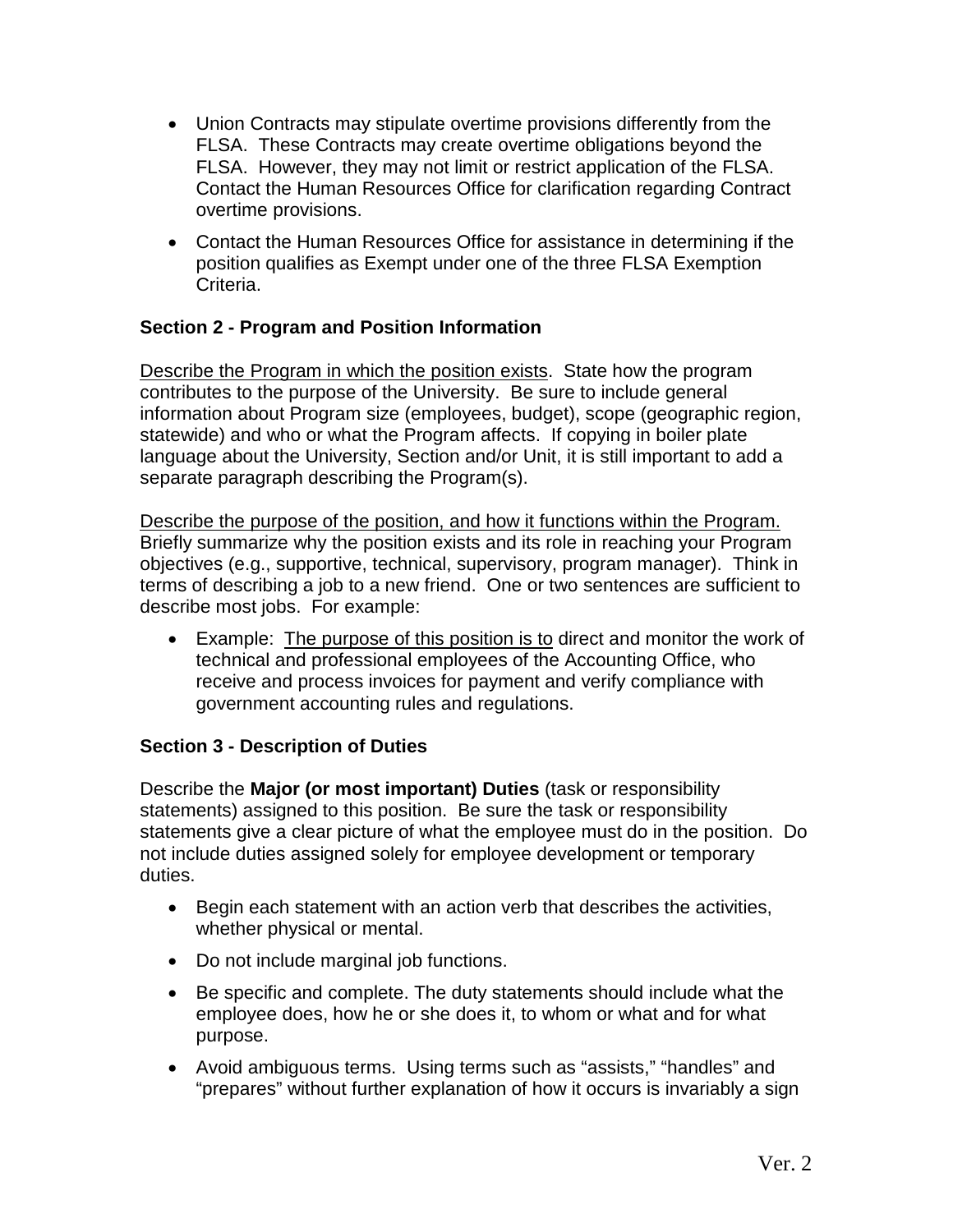- Union Contracts may stipulate overtime provisions differently from the FLSA. These Contracts may create overtime obligations beyond the FLSA. However, they may not limit or restrict application of the FLSA. Contact the Human Resources Office for clarification regarding Contract overtime provisions.
- Contact the Human Resources Office for assistance in determining if the position qualifies as Exempt under one of the three FLSA Exemption Criteria.

### Section 2 - Program and Position Information

<u>Describe the Program in which the position exists</u>. State how the program contributes to the purpose of the University. Be sure to include general information about Program size (employees, budget), scope (geographic region, statewide) and who or what the Program affects. If copying in boiler plate language about the University, Section and/or Unit, it is still important to add a separate paragraph describing the Program(s).

<u>Describe the purpose of the position, and how it functions within the Program.</u> Briefly summarize why the position exists and its role in reaching your Program objectives (e.g., supportive, technical, supervisory, program manager). Think in terms of describing a job to a new friend. One or two sentences are sufficient to describe most jobs. For example:

- Example: <u>The purpose of this position is to</u> direct and monitor the work of technical and professional employees of the Accounting Office, who receive and process invoices for payment and verify compliance with government accounting rules and regulations.

### Section 3 - Description of Duties

Describe the **Major (or most important) Duties** (task or responsibility statements) assigned to this position. Be sure the task or responsibility statements give a clear picture of what the employee must do in the position. Do not include duties assigned solely for employee development or temporary duties.

- Begin each statement with an action verb that describes the activities, whether physical or mental.
- Do not include marginal job functions.
- Be specific and complete. The duty statements should include what the employee does, how he or she does it, to whom or what and for what purpose.
- Avoid ambiguous terms. Using terms such as "assists," "handles" and "prepares" without further explanation of how it occurs is invariably a sign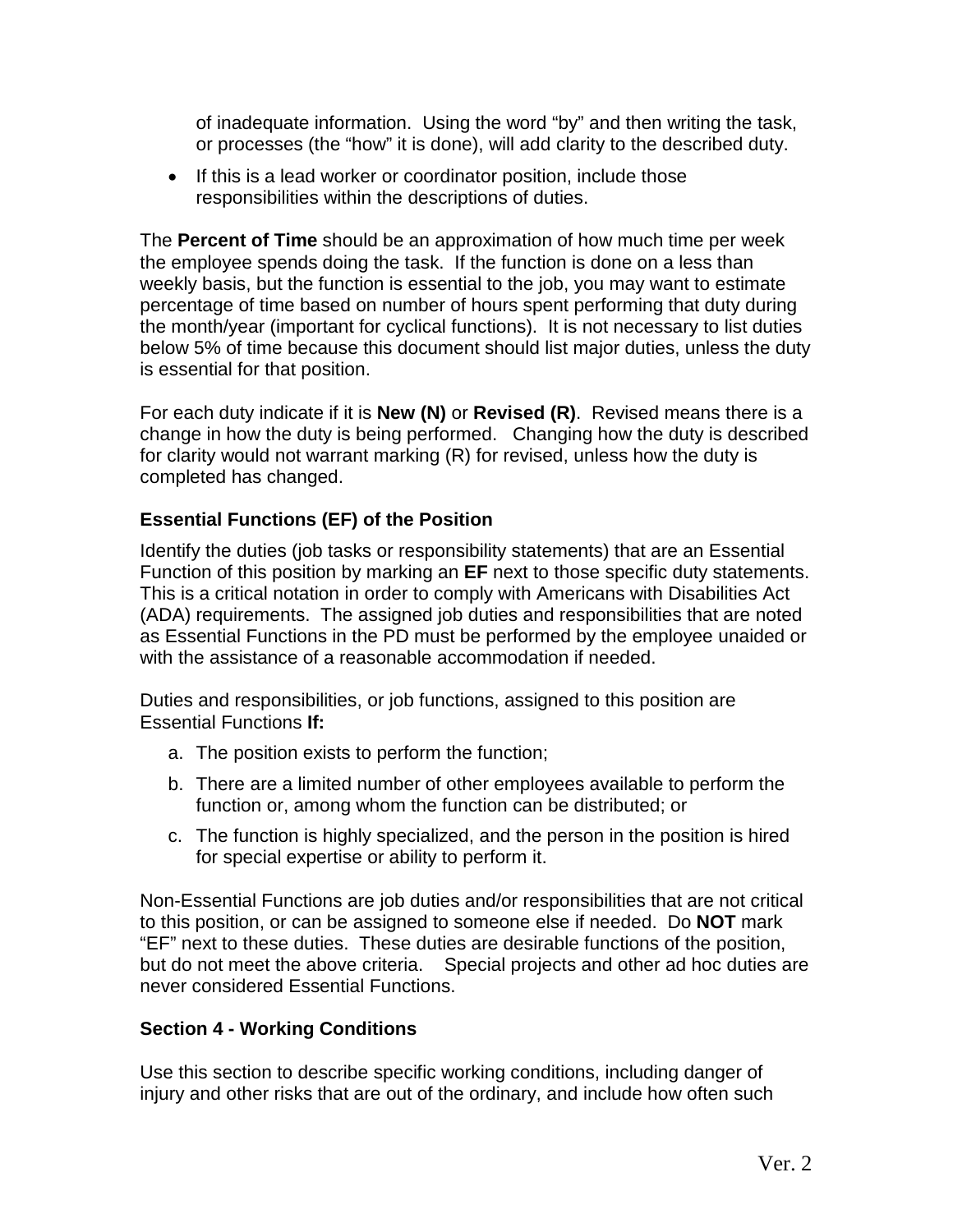of inadequate information. Using the word “by” and then writing the task, or processes (the “how” it is done), will add clarity to the described duty.

- If this is a lead worker or coordinator position, include those responsibilities within the descriptions of duties.

The **Percent of Time** should be an approximation of how much time per week the employee spends doing the task. If the function is done on a less than weekly basis, but the function is essential to the job, you may want to estimate percentage of time based on number of hours spent performing that duty during the month/year (important for cyclical functions). It is not necessary to list duties below 5% of time because this document should list major duties, unless the duty is essential for that position.

For each duty indicate if it is **New (N)** or **Revised (R)**. Revised means there is a change in how the duty is being performed. Changing how the duty is described for clarity would not warrant marking (R) for revised, unless how the duty is completed has changed.

### Essential Functions (EF) of the Position

Identify the duties (job tasks or responsibility statements) that are an Essential Function of this position by marking an **EF** next to those specific duty statements. This is a critical notation in order to comply with Americans with Disabilities Act (ADA) requirements. The assigned job duties and responsibilities that are noted as Essential Functions in the PD must be performed by the employee unaided or with the assistance of a reasonable accommodation if needed.

Duties and responsibilities, or job functions, assigned to this position are Essential Functions **If:**

a. The position exists to perform the function;
b. There are a limited number of other employees available to perform the function or, among whom the function can be distributed; or
c. The function is highly specialized, and the person in the position is hired for special expertise or ability to perform it.

Non-Essential Functions are job duties and/or responsibilities that are not critical to this position, or can be assigned to someone else if needed. Do **NOT** mark “EF” next to these duties. These duties are desirable functions of the position, but do not meet the above criteria. Special projects and other ad hoc duties are never considered Essential Functions.

### Section 4 - Working Conditions

Use this section to describe specific working conditions, including danger of injury and other risks that are out of the ordinary, and include how often such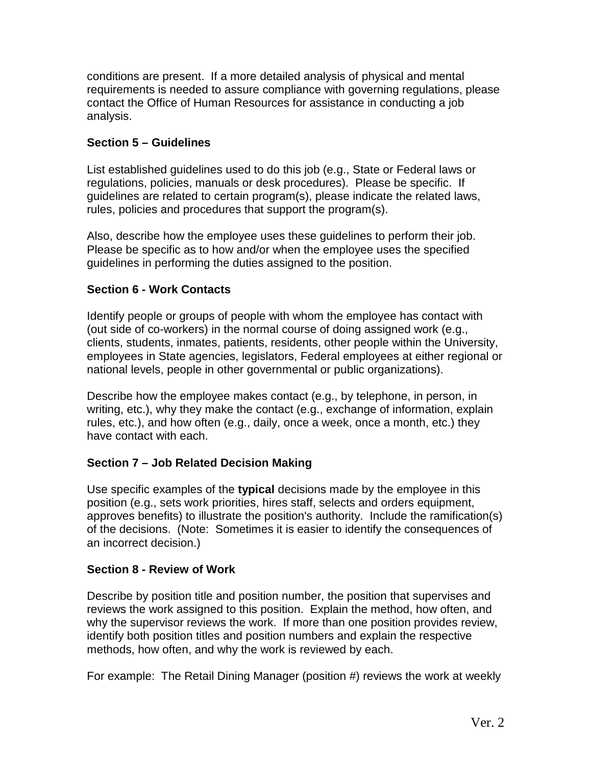conditions are present. If a more detailed analysis of physical and mental requirements is needed to assure compliance with governing regulations, please contact the Office of Human Resources for assistance in conducting a job analysis.

**Section 5 – Guidelines**

List established guidelines used to do this job (e.g., State or Federal laws or regulations, policies, manuals or desk procedures). Please be specific. If guidelines are related to certain program(s), please indicate the related laws, rules, policies and procedures that support the program(s).

Also, describe how the employee uses these guidelines to perform their job. Please be specific as to how and/or when the employee uses the specified guidelines in performing the duties assigned to the position.

**Section 6 - Work Contacts**

Identify people or groups of people with whom the employee has contact with (out side of co-workers) in the normal course of doing assigned work (e.g., clients, students, inmates, patients, residents, other people within the University, employees in State agencies, legislators, Federal employees at either regional or national levels, people in other governmental or public organizations).

Describe how the employee makes contact (e.g., by telephone, in person, in writing, etc.), why they make the contact (e.g., exchange of information, explain rules, etc.), and how often (e.g., daily, once a week, once a month, etc.) they have contact with each.

**Section 7 – Job Related Decision Making**

Use specific examples of the **typical** decisions made by the employee in this position (e.g., sets work priorities, hires staff, selects and orders equipment, approves benefits) to illustrate the position's authority. Include the ramification(s) of the decisions. (Note: Sometimes it is easier to identify the consequences of an incorrect decision.)

**Section 8 - Review of Work**

Describe by position title and position number, the position that supervises and reviews the work assigned to this position. Explain the method, how often, and why the supervisor reviews the work. If more than one position provides review, identify both position titles and position numbers and explain the respective methods, how often, and why the work is reviewed by each.

For example: The Retail Dining Manager (position #) reviews the work at weekly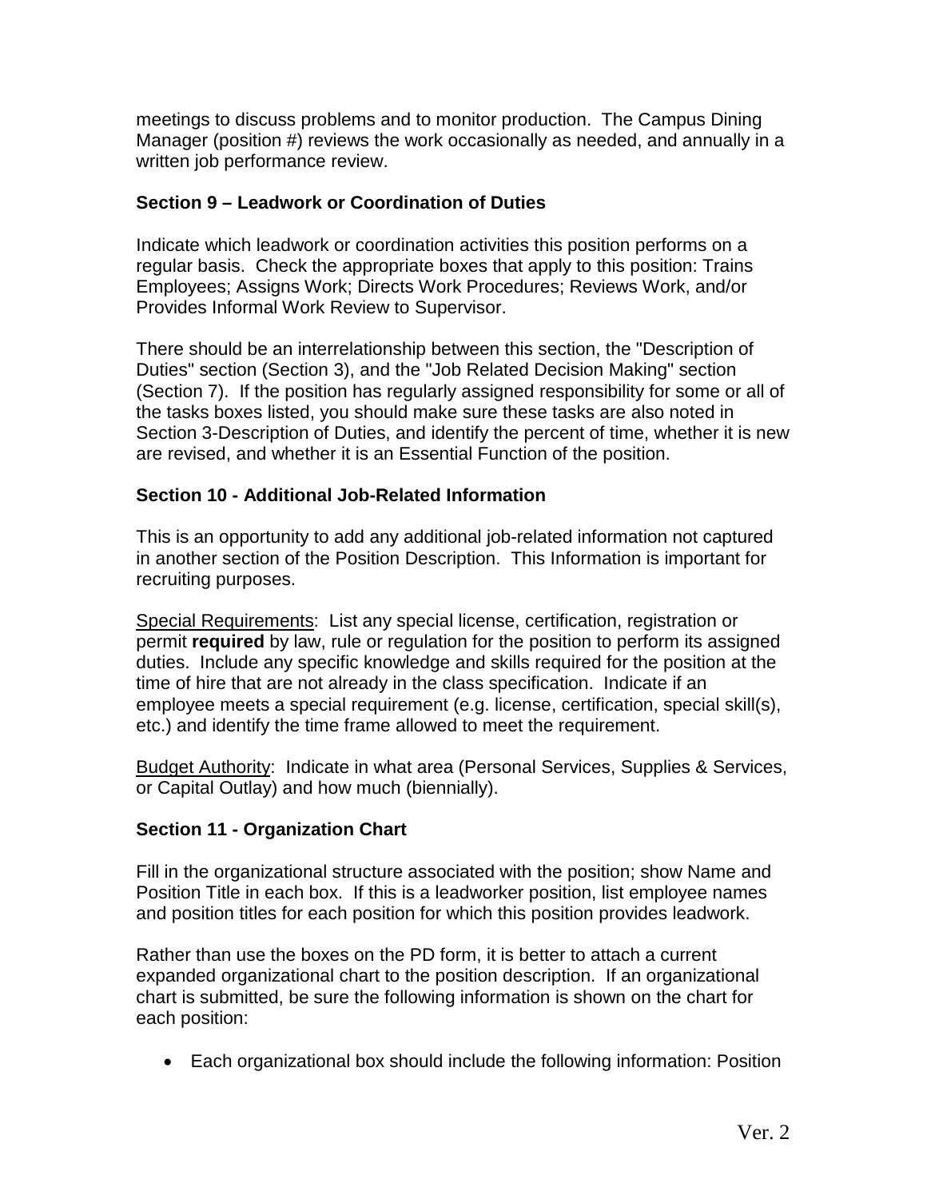meetings to discuss problems and to monitor production. The Campus Dining Manager (position #) reviews the work occasionally as needed, and annually in a written job performance review.

### Section 9 – Leadwork or Coordination of Duties

Indicate which leadwork or coordination activities this position performs on a regular basis. Check the appropriate boxes that apply to this position: Trains Employees; Assigns Work; Directs Work Procedures; Reviews Work, and/or Provides Informal Work Review to Supervisor.

There should be an interrelationship between this section, the "Description of Duties" section (Section 3), and the "Job Related Decision Making" section (Section 7). If the position has regularly assigned responsibility for some or all of the tasks boxes listed, you should make sure these tasks are also noted in Section 3-Description of Duties, and identify the percent of time, whether it is new are revised, and whether it is an Essential Function of the position.

### Section 10 - Additional Job-Related Information

This is an opportunity to add any additional job-related information not captured in another section of the Position Description. This Information is important for recruiting purposes.

Special Requirements: List any special license, certification, registration or permit **required** by law, rule or regulation for the position to perform its assigned duties. Include any specific knowledge and skills required for the position at the time of hire that are not already in the class specification. Indicate if an employee meets a special requirement (e.g. license, certification, special skill(s), etc.) and identify the time frame allowed to meet the requirement.

Budget Authority: Indicate in what area (Personal Services, Supplies & Services, or Capital Outlay) and how much (biennially).

### Section 11 - Organization Chart

Fill in the organizational structure associated with the position; show Name and Position Title in each box. If this is a leadworker position, list employee names and position titles for each position for which this position provides leadwork.

Rather than use the boxes on the PD form, it is better to attach a current expanded organizational chart to the position description. If an organizational chart is submitted, be sure the following information is shown on the chart for each position:

- Each organizational box should include the following information: Position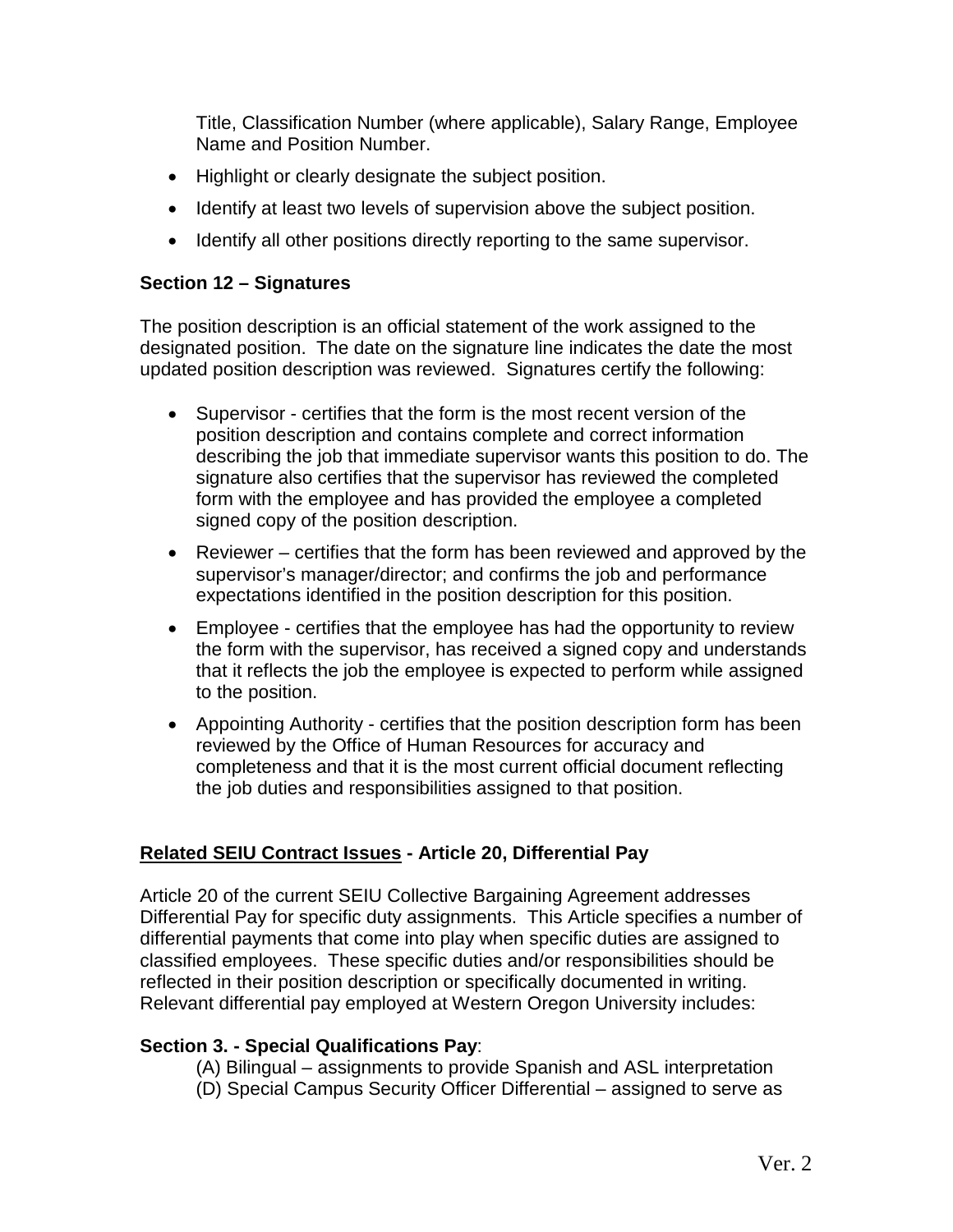Title, Classification Number (where applicable), Salary Range, Employee Name and Position Number.

- Highlight or clearly designate the subject position.
- Identify at least two levels of supervision above the subject position.
- Identify all other positions directly reporting to the same supervisor.

**Section 12 – Signatures**

The position description is an official statement of the work assigned to the designated position. The date on the signature line indicates the date the most updated position description was reviewed. Signatures certify the following:

- Supervisor - certifies that the form is the most recent version of the position description and contains complete and correct information describing the job that immediate supervisor wants this position to do. The signature also certifies that the supervisor has reviewed the completed form with the employee and has provided the employee a completed signed copy of the position description.
- Reviewer – certifies that the form has been reviewed and approved by the supervisor's manager/director; and confirms the job and performance expectations identified in the position description for this position.
- Employee - certifies that the employee has had the opportunity to review the form with the supervisor, has received a signed copy and understands that it reflects the job the employee is expected to perform while assigned to the position.
- Appointing Authority - certifies that the position description form has been reviewed by the Office of Human Resources for accuracy and completeness and that it is the most current official document reflecting the job duties and responsibilities assigned to that position.

**<u>Related SEIU Contract Issues</u> - Article 20, Differential Pay**

Article 20 of the current SEIU Collective Bargaining Agreement addresses Differential Pay for specific duty assignments. This Article specifies a number of differential payments that come into play when specific duties are assigned to classified employees. These specific duties and/or responsibilities should be reflected in their position description or specifically documented in writing. Relevant differential pay employed at Western Oregon University includes:

**Section 3. - Special Qualifications Pay**:

(A) Bilingual – assignments to provide Spanish and ASL interpretation
(D) Special Campus Security Officer Differential – assigned to serve as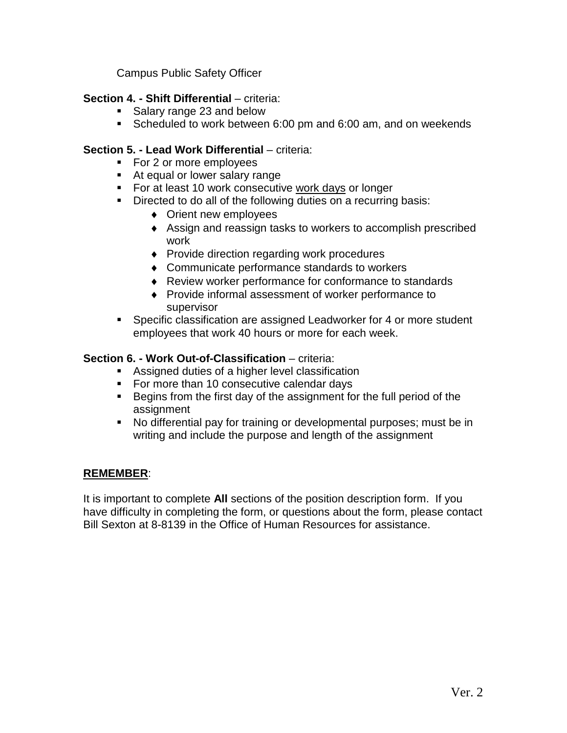Campus Public Safety Officer

**Section 4. - Shift Differential** – criteria:

- Salary range 23 and below
- Scheduled to work between 6:00 pm and 6:00 am, and on weekends

**Section 5. - Lead Work Differential** – criteria:

- For 2 or more employees
- At equal or lower salary range
- For at least 10 work consecutive work days or longer
- Directed to do all of the following duties on a recurring basis:
  - Orient new employees
  - Assign and reassign tasks to workers to accomplish prescribed work
  - Provide direction regarding work procedures
  - Communicate performance standards to workers
  - Review worker performance for conformance to standards
  - Provide informal assessment of worker performance to supervisor
- Specific classification are assigned Leadworker for 4 or more student employees that work 40 hours or more for each week.

**Section 6. - Work Out-of-Classification** – criteria:

- Assigned duties of a higher level classification
- For more than 10 consecutive calendar days
- Begins from the first day of the assignment for the full period of the assignment
- No differential pay for training or developmental purposes; must be in writing and include the purpose and length of the assignment

**REMEMBER**:

It is important to complete **All** sections of the position description form. If you have difficulty in completing the form, or questions about the form, please contact Bill Sexton at 8-8139 in the Office of Human Resources for assistance.

Ver. 2